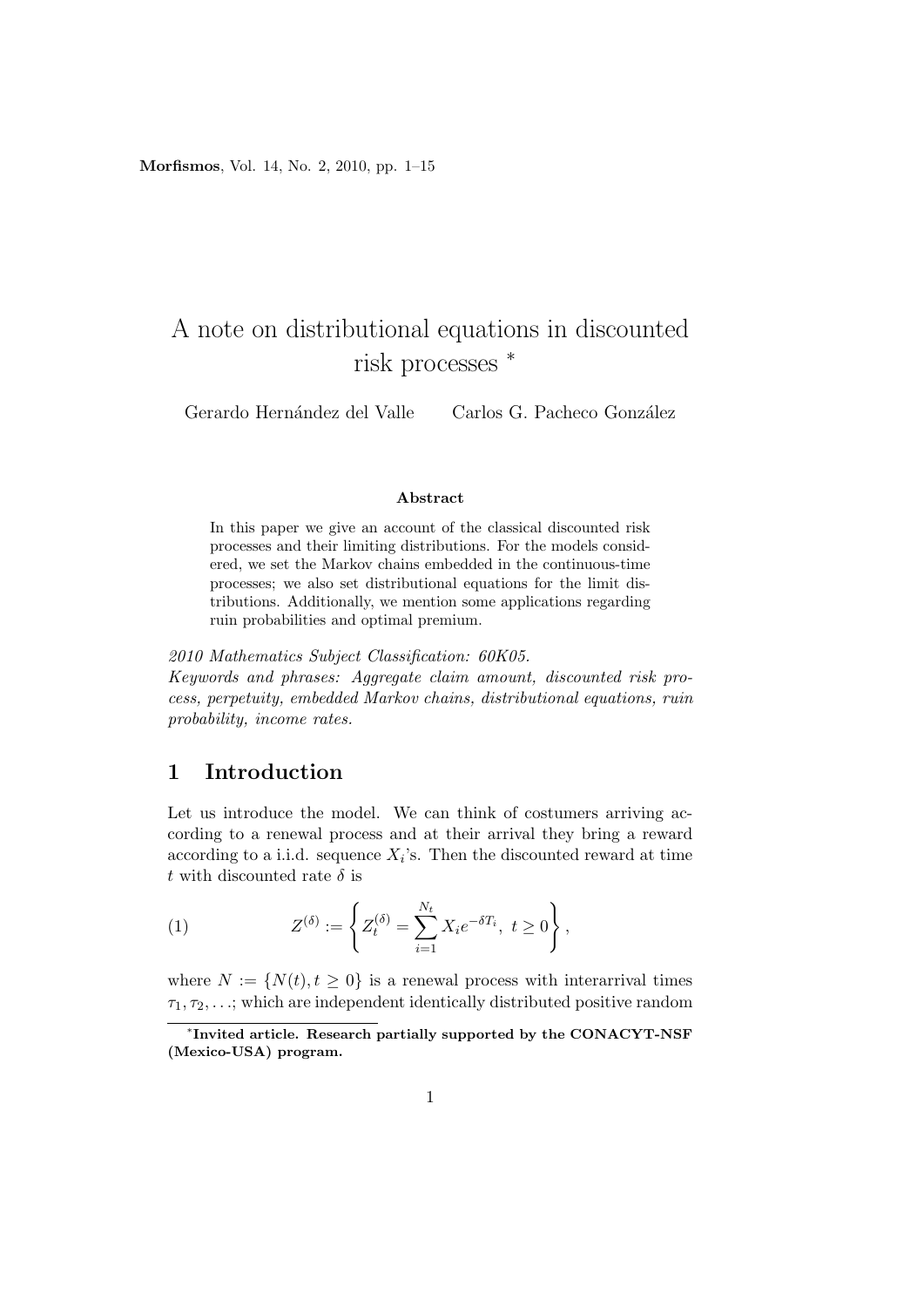# A note on distributional equations in discounted risk processes *

Gerardo Hernández del Valle Carlos G. Pacheco González

### Abstract

In this paper we give an account of the classical discounted risk processes and their limiting distributions. For the models considered, we set the Markov chains embedded in the continuous-time processes; we also set distributional equations for the limit distributions. Additionally, we mention some applications regarding ruin probabilities and optimal premium.

*2010 Mathematics Subject Classification: 60K05.*
*Keywords and phrases: Aggregate claim amount, discounted risk process, perpetuity, embedded Markov chains, distributional equations, ruin probability, income rates.*

## 1 Introduction

Let us introduce the model. We can think of costumers arriving according to a renewal process and at their arrival they bring a reward according to a i.i.d. sequence $X_i$'s. Then the discounted reward at time $t$ with discounted rate $\delta$ is

$$Z^{(\delta)} := \left\{ Z_t^{(\delta)} = \sum_{i=1}^{N_t} X_i e^{-\delta T_i},\ t \geq 0 \right\}, \tag{1}$$

where $N := \{N(t), t \geq 0\}$ is a renewal process with interarrival times $\tau_1, \tau_2, \ldots$; which are independent identically distributed positive random

*Invited article. Research partially supported by the CONACYT-NSF (Mexico-USA) program.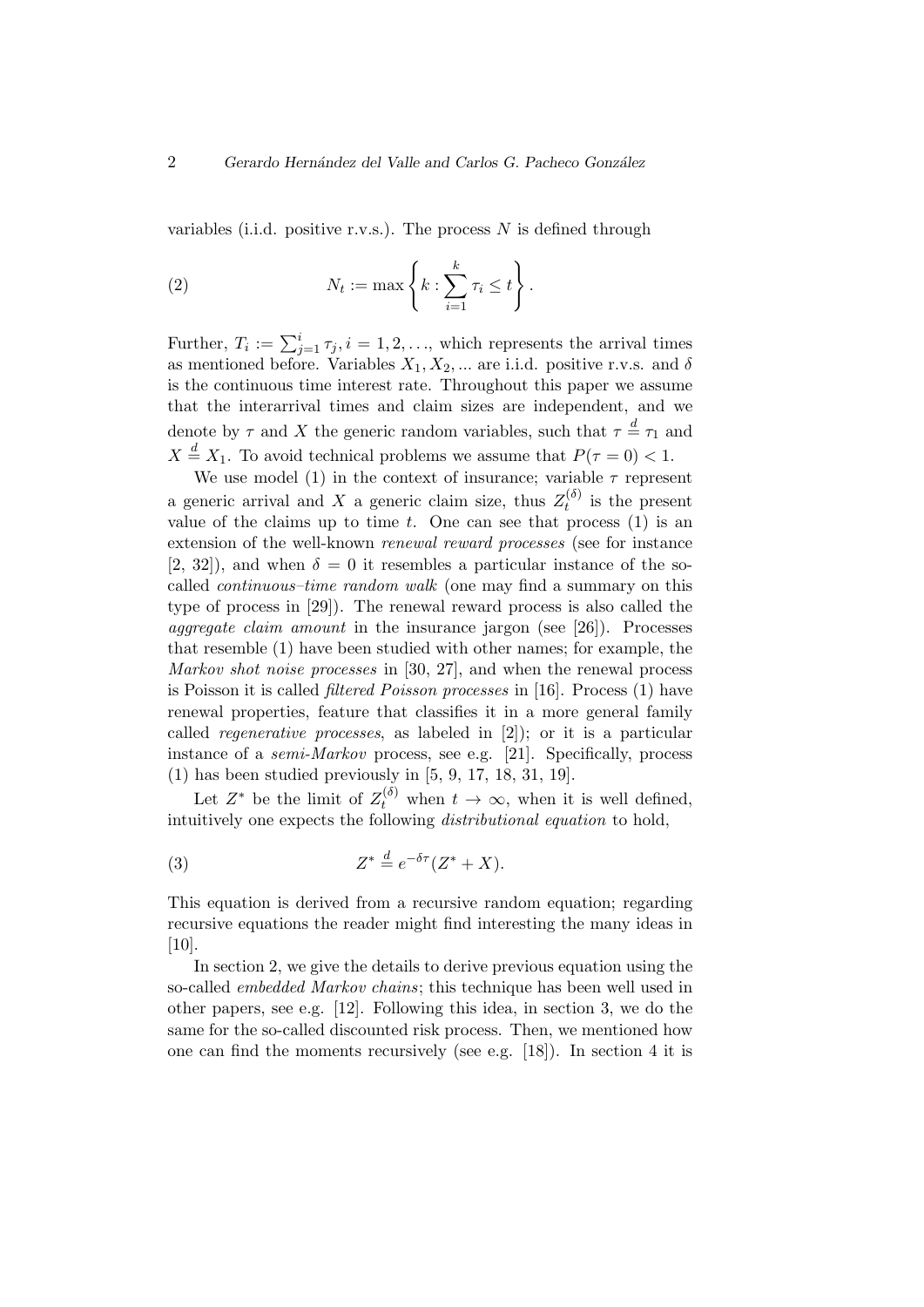variables (i.i.d. positive r.v.s.). The process $N$ is defined through

$$N_t := \max\left\{k : \sum_{i=1}^{k} \tau_i \leq t\right\}. \tag{2}$$

Further, $T_i := \sum_{j=1}^{i} \tau_j$, $i = 1, 2, \ldots$, which represents the arrival times as mentioned before. Variables $X_1, X_2, \ldots$ are i.i.d. positive r.v.s. and $\delta$ is the continuous time interest rate. Throughout this paper we assume that the interarrival times and claim sizes are independent, and we denote by $\tau$ and $X$ the generic random variables, such that $\tau \overset{d}{=} \tau_1$ and $X \overset{d}{=} X_1$. To avoid technical problems we assume that $P(\tau = 0) < 1$.

We use model (1) in the context of insurance; variable $\tau$ represent a generic arrival and $X$ a generic claim size, thus $Z_t^{(\delta)}$ is the present value of the claims up to time $t$. One can see that process (1) is an extension of the well-known *renewal reward processes* (see for instance [2, 32]), and when $\delta = 0$ it resembles a particular instance of the so-called *continuous–time random walk* (one may find a summary on this type of process in [29]). The renewal reward process is also called the *aggregate claim amount* in the insurance jargon (see [26]). Processes that resemble (1) have been studied with other names; for example, the *Markov shot noise processes* in [30, 27], and when the renewal process is Poisson it is called *filtered Poisson processes* in [16]. Process (1) have renewal properties, feature that classifies it in a more general family called *regenerative processes*, as labeled in [2]); or it is a particular instance of a *semi-Markov* process, see e.g. [21]. Specifically, process (1) has been studied previously in [5, 9, 17, 18, 31, 19].

Let $Z^*$ be the limit of $Z_t^{(\delta)}$ when $t \to \infty$, when it is well defined, intuitively one expects the following *distributional equation* to hold,

$$Z^* \overset{d}{=} e^{-\delta\tau}(Z^* + X). \tag{3}$$

This equation is derived from a recursive random equation; regarding recursive equations the reader might find interesting the many ideas in [10].

In section 2, we give the details to derive previous equation using the so-called *embedded Markov chains*; this technique has been well used in other papers, see e.g. [12]. Following this idea, in section 3, we do the same for the so-called discounted risk process. Then, we mentioned how one can find the moments recursively (see e.g. [18]). In section 4 it is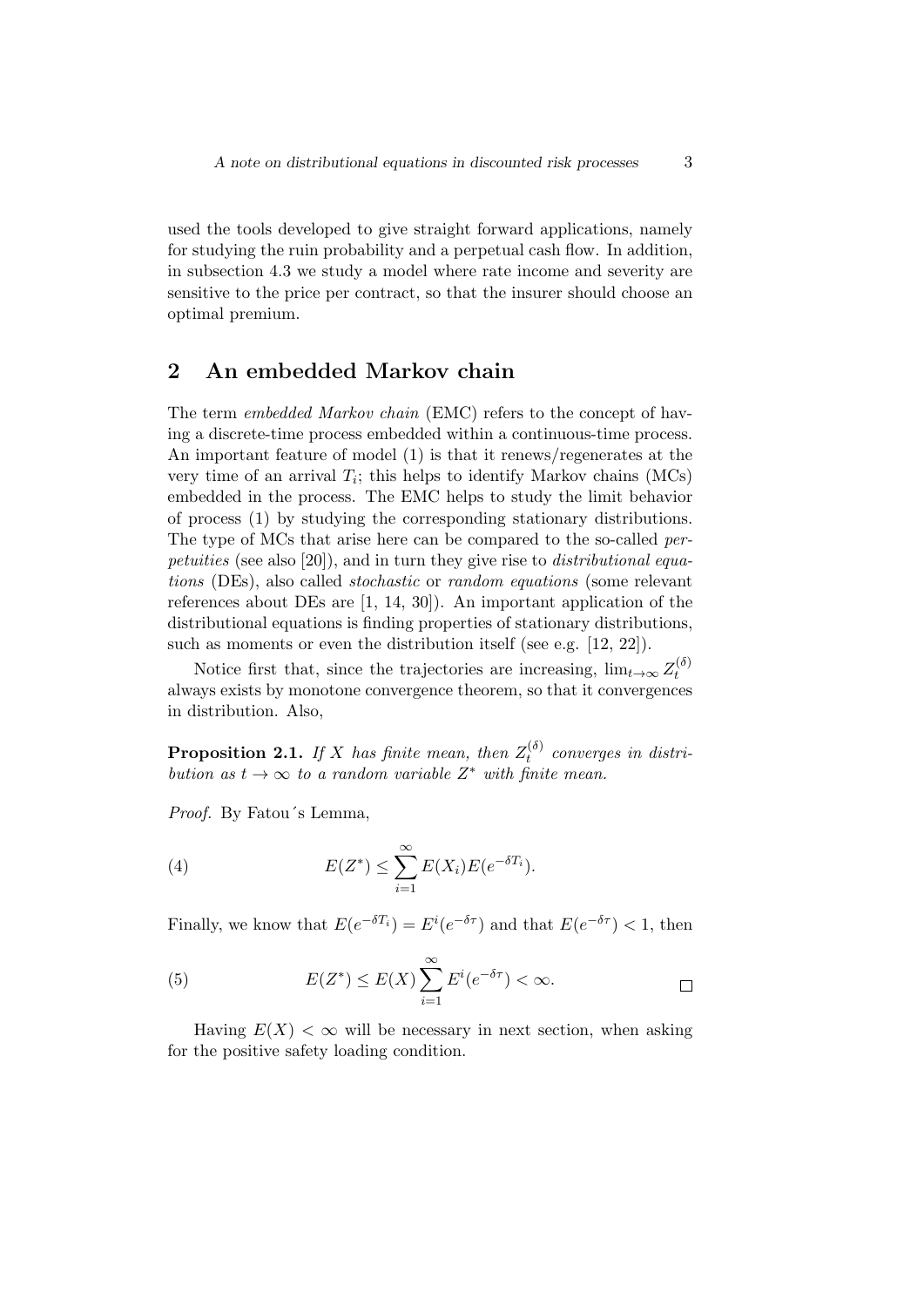used the tools developed to give straight forward applications, namely for studying the ruin probability and a perpetual cash flow. In addition, in subsection 4.3 we study a model where rate income and severity are sensitive to the price per contract, so that the insurer should choose an optimal premium.

## 2 An embedded Markov chain

The term *embedded Markov chain* (EMC) refers to the concept of having a discrete-time process embedded within a continuous-time process. An important feature of model (1) is that it renews/regenerates at the very time of an arrival $T_i$; this helps to identify Markov chains (MCs) embedded in the process. The EMC helps to study the limit behavior of process (1) by studying the corresponding stationary distributions. The type of MCs that arise here can be compared to the so-called *perpetuities* (see also [20]), and in turn they give rise to *distributional equations* (DEs), also called *stochastic* or *random equations* (some relevant references about DEs are [1, 14, 30]). An important application of the distributional equations is finding properties of stationary distributions, such as moments or even the distribution itself (see e.g. [12, 22]).

Notice first that, since the trajectories are increasing, $\lim_{t\to\infty} Z_t^{(\delta)}$ always exists by monotone convergence theorem, so that it convergences in distribution. Also,

**Proposition 2.1.** *If $X$ has finite mean, then $Z_t^{(\delta)}$ converges in distribution as $t \to \infty$ to a random variable $Z^*$ with finite mean.*

*Proof.* By Fatou´s Lemma,

$$E(Z^*) \leq \sum_{i=1}^{\infty} E(X_i)E(e^{-\delta T_i}). \tag{4}$$

Finally, we know that $E(e^{-\delta T_i}) = E^i(e^{-\delta\tau})$ and that $E(e^{-\delta\tau}) < 1$, then

$$E(Z^*) \leq E(X) \sum_{i=1}^{\infty} E^i(e^{-\delta\tau}) < \infty. \tag{5}$$

□

Having $E(X) < \infty$ will be necessary in next section, when asking for the positive safety loading condition.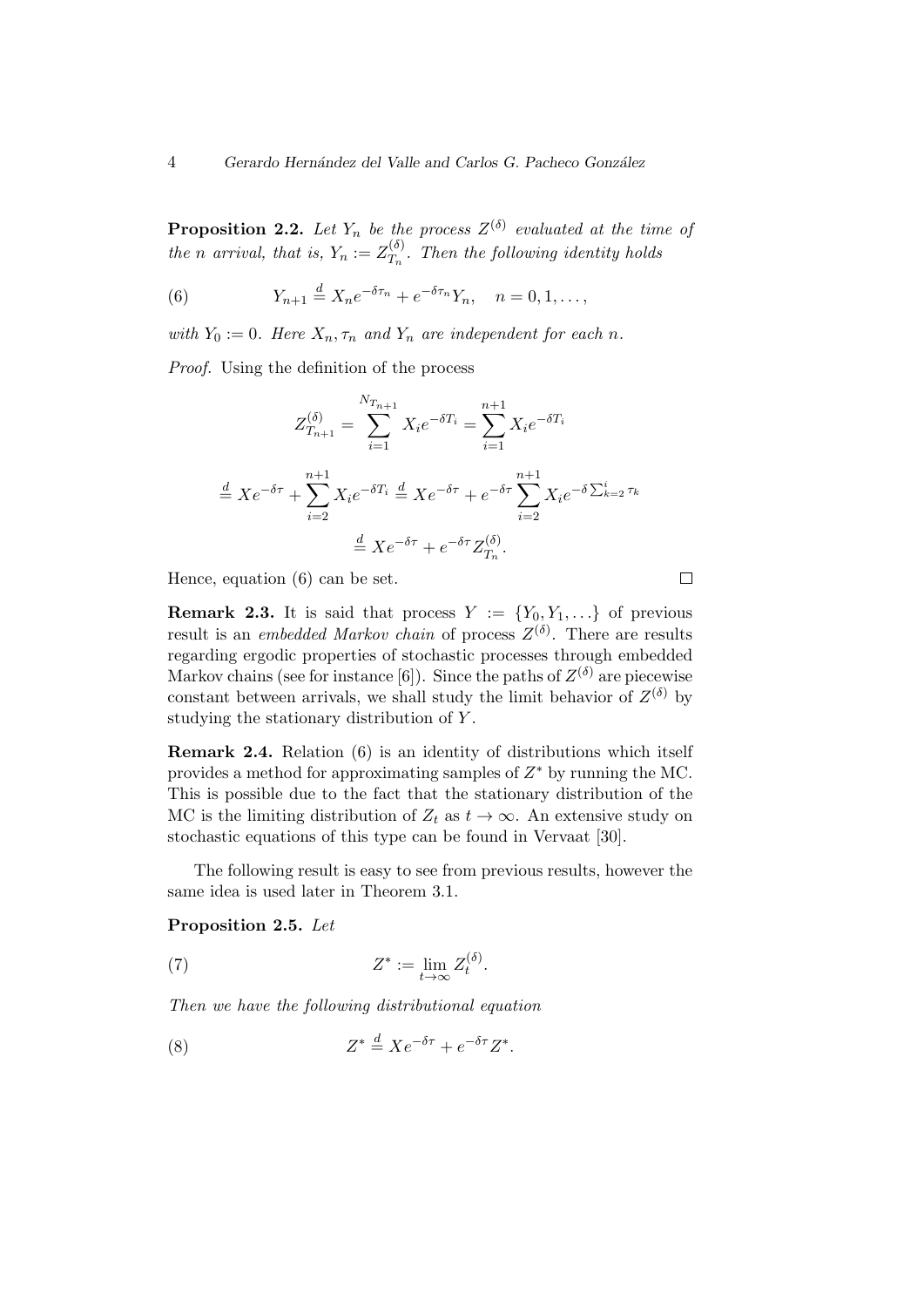**Proposition 2.2.** *Let $Y_n$ be the process $Z^{(\delta)}$ evaluated at the time of the $n$ arrival, that is, $Y_n := Z^{(\delta)}_{T_n}$. Then the following identity holds*

$$Y_{n+1} \stackrel{d}{=} X_n e^{-\delta \tau_n} + e^{-\delta \tau_n} Y_n, \quad n = 0, 1, \dots, \tag{6}$$

*with $Y_0 := 0$. Here $X_n, \tau_n$ and $Y_n$ are independent for each $n$.*

*Proof.* Using the definition of the process

$$Z^{(\delta)}_{T_{n+1}} = \sum_{i=1}^{N_{T_{n+1}}} X_i e^{-\delta T_i} = \sum_{i=1}^{n+1} X_i e^{-\delta T_i}$$

$$\stackrel{d}{=} X e^{-\delta \tau} + \sum_{i=2}^{n+1} X_i e^{-\delta T_i} \stackrel{d}{=} X e^{-\delta \tau} + e^{-\delta \tau} \sum_{i=2}^{n+1} X_i e^{-\delta \sum_{k=2}^{i} \tau_k}$$

$$\stackrel{d}{=} X e^{-\delta \tau} + e^{-\delta \tau} Z^{(\delta)}_{T_n}.$$

Hence, equation (6) can be set. $\square$

**Remark 2.3.** It is said that process $Y := \{Y_0, Y_1, \dots\}$ of previous result is an *embedded Markov chain* of process $Z^{(\delta)}$. There are results regarding ergodic properties of stochastic processes through embedded Markov chains (see for instance [6]). Since the paths of $Z^{(\delta)}$ are piecewise constant between arrivals, we shall study the limit behavior of $Z^{(\delta)}$ by studying the stationary distribution of $Y$.

**Remark 2.4.** Relation (6) is an identity of distributions which itself provides a method for approximating samples of $Z^*$ by running the MC. This is possible due to the fact that the stationary distribution of the MC is the limiting distribution of $Z_t$ as $t \to \infty$. An extensive study on stochastic equations of this type can be found in Vervaat [30].

The following result is easy to see from previous results, however the same idea is used later in Theorem 3.1.

**Proposition 2.5.** *Let*

$$Z^* := \lim_{t \to \infty} Z^{(\delta)}_t. \tag{7}$$

*Then we have the following distributional equation*

$$Z^* \stackrel{d}{=} X e^{-\delta \tau} + e^{-\delta \tau} Z^*. \tag{8}$$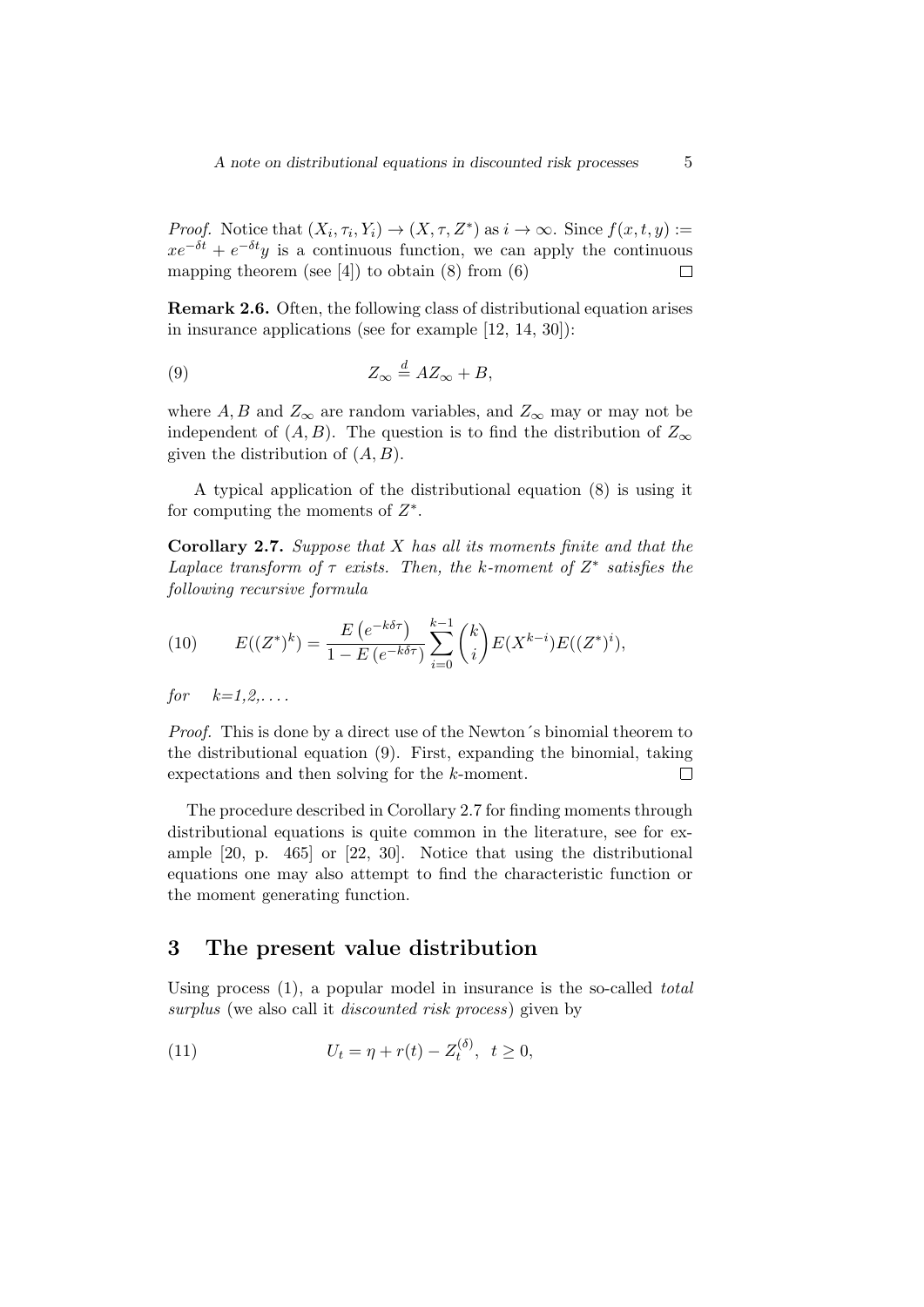*Proof.* Notice that $(X_i, \tau_i, Y_i) \to (X, \tau, Z^*)$ as $i \to \infty$. Since $f(x,t,y) := xe^{-\delta t} + e^{-\delta t} y$ is a continuous function, we can apply the continuous mapping theorem (see [4]) to obtain (8) from (6) $\square$

**Remark 2.6.** Often, the following class of distributional equation arises in insurance applications (see for example [12, 14, 30]):

$$Z_\infty \stackrel{d}{=} AZ_\infty + B, \tag{9}$$

where $A, B$ and $Z_\infty$ are random variables, and $Z_\infty$ may or may not be independent of $(A, B)$. The question is to find the distribution of $Z_\infty$ given the distribution of $(A, B)$.

A typical application of the distributional equation (8) is using it for computing the moments of $Z^*$.

**Corollary 2.7.** *Suppose that $X$ has all its moments finite and that the Laplace transform of $\tau$ exists. Then, the $k$-moment of $Z^*$ satisfies the following recursive formula*

$$E((Z^*)^k) = \frac{E\left(e^{-k\delta\tau}\right)}{1 - E\left(e^{-k\delta\tau}\right)} \sum_{i=0}^{k-1} \binom{k}{i} E(X^{k-i}) E((Z^*)^i), \tag{10}$$

*for* $k$=1,2,. . . .

*Proof.* This is done by a direct use of the Newton´s binomial theorem to the distributional equation (9). First, expanding the binomial, taking expectations and then solving for the $k$-moment. $\square$

The procedure described in Corollary 2.7 for finding moments through distributional equations is quite common in the literature, see for example [20, p. 465] or [22, 30]. Notice that using the distributional equations one may also attempt to find the characteristic function or the moment generating function.

## 3 The present value distribution

Using process (1), a popular model in insurance is the so-called *total surplus* (we also call it *discounted risk process*) given by

$$U_t = \eta + r(t) - Z_t^{(\delta)}, \quad t \geq 0, \tag{11}$$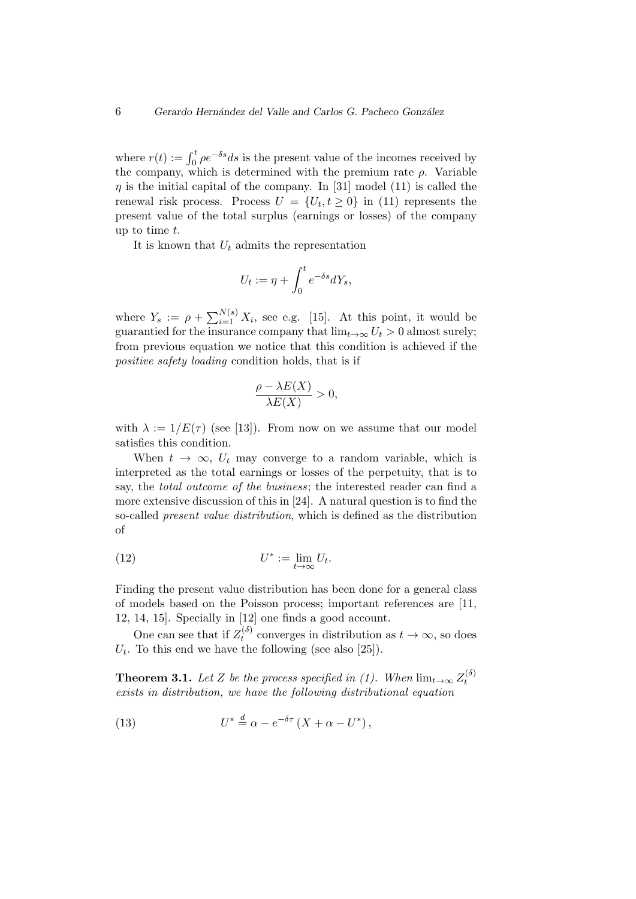where $r(t) := \int_0^t \rho e^{-\delta s} ds$ is the present value of the incomes received by the company, which is determined with the premium rate $\rho$. Variable $\eta$ is the initial capital of the company. In [31] model (11) is called the renewal risk process. Process $U = \{U_t, t \geq 0\}$ in (11) represents the present value of the total surplus (earnings or losses) of the company up to time $t$.

It is known that $U_t$ admits the representation

$$U_t := \eta + \int_0^t e^{-\delta s} dY_s,$$

where $Y_s := \rho + \sum_{i=1}^{N(s)} X_i$, see e.g. [15]. At this point, it would be guarantied for the insurance company that $\lim_{t\to\infty} U_t > 0$ almost surely; from previous equation we notice that this condition is achieved if the *positive safety loading* condition holds, that is if

$$\frac{\rho - \lambda E(X)}{\lambda E(X)} > 0,$$

with $\lambda := 1/E(\tau)$ (see [13]). From now on we assume that our model satisfies this condition.

When $t \to \infty$, $U_t$ may converge to a random variable, which is interpreted as the total earnings or losses of the perpetuity, that is to say, the *total outcome of the business*; the interested reader can find a more extensive discussion of this in [24]. A natural question is to find the so-called *present value distribution*, which is defined as the distribution of

$$U^* := \lim_{t\to\infty} U_t. \tag{12}$$

Finding the present value distribution has been done for a general class of models based on the Poisson process; important references are [11, 12, 14, 15]. Specially in [12] one finds a good account.

One can see that if $Z_t^{(\delta)}$ converges in distribution as $t \to \infty$, so does $U_t$. To this end we have the following (see also [25]).

**Theorem 3.1.** *Let $Z$ be the process specified in (1). When $\lim_{t\to\infty} Z_t^{(\delta)}$ exists in distribution, we have the following distributional equation*

$$U^* \stackrel{d}{=} \alpha - e^{-\delta\tau} \left( X + \alpha - U^* \right), \tag{13}$$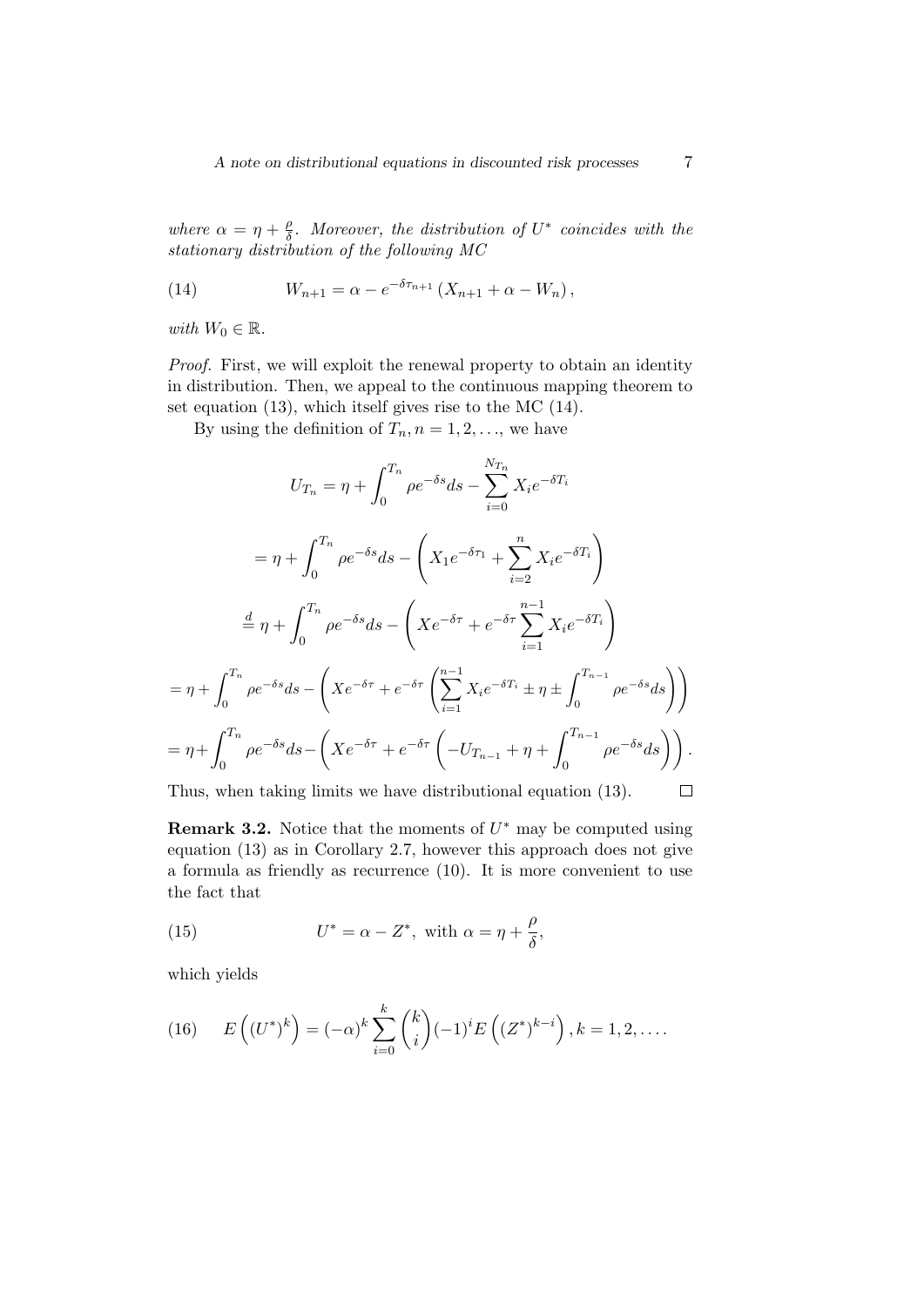*where $\alpha = \eta + \frac{\rho}{\delta}$. Moreover, the distribution of $U^*$ coincides with the stationary distribution of the following MC*

$$W_{n+1} = \alpha - e^{-\delta\tau_{n+1}} \left( X_{n+1} + \alpha - W_n \right), \tag{14}$$

*with $W_0 \in \mathbb{R}$.*

*Proof.* First, we will exploit the renewal property to obtain an identity in distribution. Then, we appeal to the continuous mapping theorem to set equation (13), which itself gives rise to the MC (14).

By using the definition of $T_n, n = 1, 2, \ldots$, we have

$$U_{T_n} = \eta + \int_0^{T_n} \rho e^{-\delta s} ds - \sum_{i=0}^{N_{T_n}} X_i e^{-\delta T_i}$$

$$= \eta + \int_0^{T_n} \rho e^{-\delta s} ds - \left( X_1 e^{-\delta \tau_1} + \sum_{i=2}^{n} X_i e^{-\delta T_i} \right)$$

$$\stackrel{d}{=} \eta + \int_0^{T_n} \rho e^{-\delta s} ds - \left( X e^{-\delta \tau} + e^{-\delta \tau} \sum_{i=1}^{n-1} X_i e^{-\delta T_i} \right)$$

$$= \eta + \int_0^{T_n} \rho e^{-\delta s} ds - \left( X e^{-\delta \tau} + e^{-\delta \tau} \left( \sum_{i=1}^{n-1} X_i e^{-\delta T_i} \pm \eta \pm \int_0^{T_{n-1}} \rho e^{-\delta s} ds \right) \right)$$

$$= \eta + \int_0^{T_n} \rho e^{-\delta s} ds - \left( X e^{-\delta \tau} + e^{-\delta \tau} \left( -U_{T_{n-1}} + \eta + \int_0^{T_{n-1}} \rho e^{-\delta s} ds \right) \right).$$

Thus, when taking limits we have distributional equation (13). $\square$

**Remark 3.2.** Notice that the moments of $U^*$ may be computed using equation (13) as in Corollary 2.7, however this approach does not give a formula as friendly as recurrence (10). It is more convenient to use the fact that

$$U^* = \alpha - Z^*, \text{ with } \alpha = \eta + \frac{\rho}{\delta}, \tag{15}$$

which yields

$$E\left( (U^*)^k \right) = (-\alpha)^k \sum_{i=0}^{k} \binom{k}{i} (-1)^i E\left( (Z^*)^{k-i} \right), k = 1, 2, \ldots. \tag{16}$$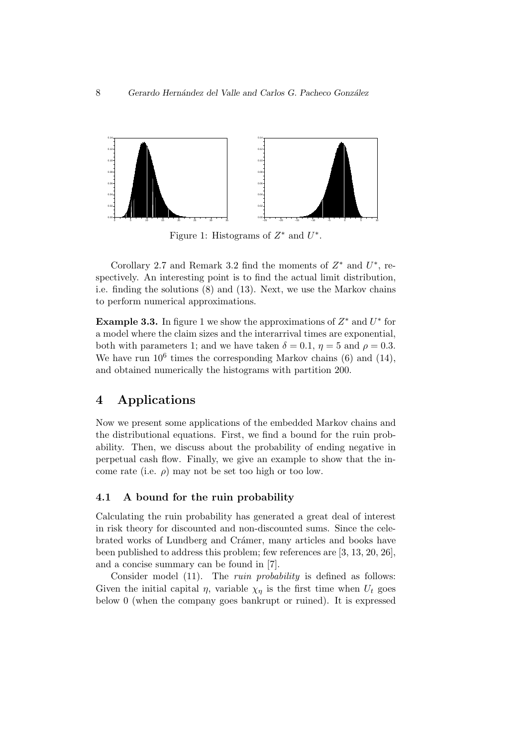Figure 1: Histograms of $Z^*$ and $U^*$.

Corollary 2.7 and Remark 3.2 find the moments of $Z^*$ and $U^*$, respectively. An interesting point is to find the actual limit distribution, i.e. finding the solutions (8) and (13). Next, we use the Markov chains to perform numerical approximations.

**Example 3.3.** In figure 1 we show the approximations of $Z^*$ and $U^*$ for a model where the claim sizes and the interarrival times are exponential, both with parameters 1; and we have taken $\delta = 0.1$, $\eta = 5$ and $\rho = 0.3$. We have run $10^6$ times the corresponding Markov chains (6) and (14), and obtained numerically the histograms with partition 200.

## 4 Applications

Now we present some applications of the embedded Markov chains and the distributional equations. First, we find a bound for the ruin probability. Then, we discuss about the probability of ending negative in perpetual cash flow. Finally, we give an example to show that the income rate (i.e. $\rho$) may not be set too high or too low.

### 4.1 A bound for the ruin probability

Calculating the ruin probability has generated a great deal of interest in risk theory for discounted and non-discounted sums. Since the celebrated works of Lundberg and Crámer, many articles and books have been published to address this problem; few references are [3, 13, 20, 26], and a concise summary can be found in [7].

Consider model (11). The *ruin probability* is defined as follows: Given the initial capital $\eta$, variable $\chi_\eta$ is the first time when $U_t$ goes below 0 (when the company goes bankrupt or ruined). It is expressed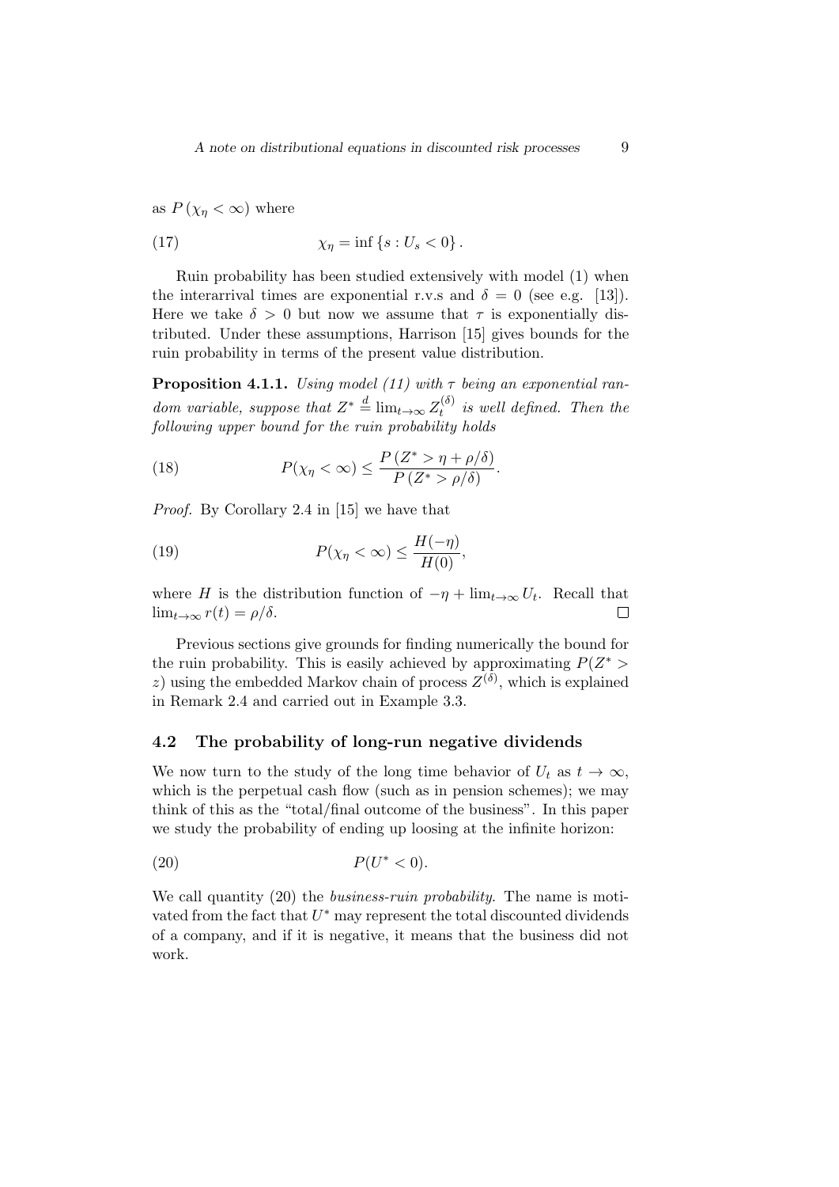as $P(\chi_\eta < \infty)$ where

$$\chi_\eta = \inf\{s : U_s < 0\}. \tag{17}$$

Ruin probability has been studied extensively with model (1) when the interarrival times are exponential r.v.s and $\delta = 0$ (see e.g. [13]). Here we take $\delta > 0$ but now we assume that $\tau$ is exponentially distributed. Under these assumptions, Harrison [15] gives bounds for the ruin probability in terms of the present value distribution.

**Proposition 4.1.1.** *Using model (11) with $\tau$ being an exponential random variable, suppose that $Z^* \overset{d}{=} \lim_{t\to\infty} Z_t^{(\delta)}$ is well defined. Then the following upper bound for the ruin probability holds*

$$P(\chi_\eta < \infty) \leq \frac{P\left(Z^* > \eta + \rho/\delta\right)}{P\left(Z^* > \rho/\delta\right)}. \tag{18}$$

*Proof.* By Corollary 2.4 in [15] we have that

$$P(\chi_\eta < \infty) \leq \frac{H(-\eta)}{H(0)}, \tag{19}$$

where $H$ is the distribution function of $-\eta + \lim_{t\to\infty} U_t$. Recall that $\lim_{t\to\infty} r(t) = \rho/\delta$. □

Previous sections give grounds for finding numerically the bound for the ruin probability. This is easily achieved by approximating $P(Z^* > z)$ using the embedded Markov chain of process $Z^{(\delta)}$, which is explained in Remark 2.4 and carried out in Example 3.3.

### 4.2 The probability of long-run negative dividends

We now turn to the study of the long time behavior of $U_t$ as $t \to \infty$, which is the perpetual cash flow (such as in pension schemes); we may think of this as the "total/final outcome of the business". In this paper we study the probability of ending up loosing at the infinite horizon:

$$P(U^* < 0). \tag{20}$$

We call quantity (20) the *business-ruin probability*. The name is motivated from the fact that $U^*$ may represent the total discounted dividends of a company, and if it is negative, it means that the business did not work.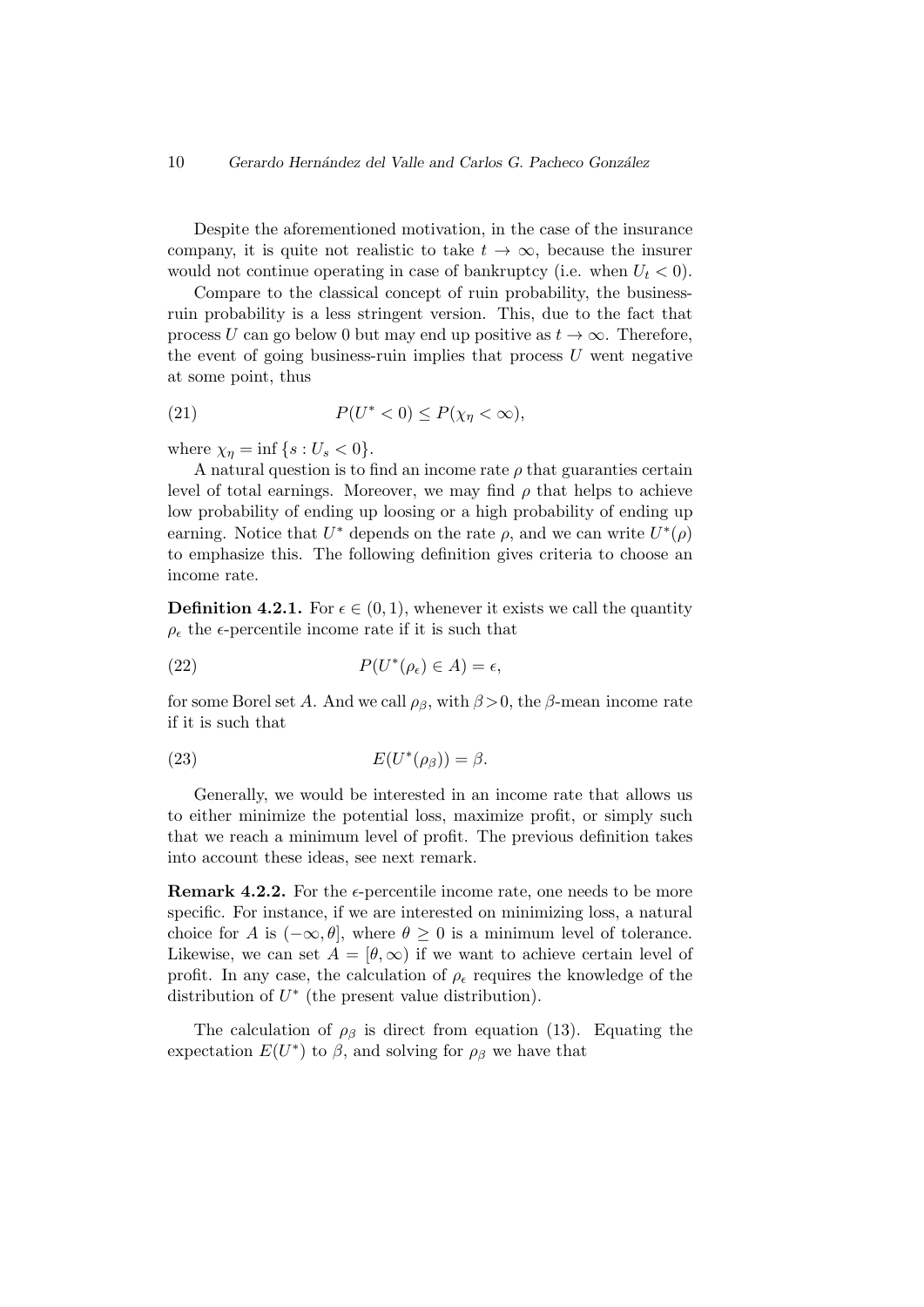Despite the aforementioned motivation, in the case of the insurance company, it is quite not realistic to take $t \to \infty$, because the insurer would not continue operating in case of bankruptcy (i.e. when $U_t < 0$).

Compare to the classical concept of ruin probability, the business-ruin probability is a less stringent version. This, due to the fact that process $U$ can go below 0 but may end up positive as $t \to \infty$. Therefore, the event of going business-ruin implies that process $U$ went negative at some point, thus

$$P(U^* < 0) \leq P(\chi_\eta < \infty), \tag{21}$$

where $\chi_\eta = \inf \{s : U_s < 0\}$.

A natural question is to find an income rate $\rho$ that guaranties certain level of total earnings. Moreover, we may find $\rho$ that helps to achieve low probability of ending up loosing or a high probability of ending up earning. Notice that $U^*$ depends on the rate $\rho$, and we can write $U^*(\rho)$ to emphasize this. The following definition gives criteria to choose an income rate.

**Definition 4.2.1.** For $\epsilon \in (0, 1)$, whenever it exists we call the quantity $\rho_\epsilon$ the $\epsilon$-percentile income rate if it is such that

$$P(U^*(\rho_\epsilon) \in A) = \epsilon, \tag{22}$$

for some Borel set $A$. And we call $\rho_\beta$, with $\beta > 0$, the $\beta$-mean income rate if it is such that

$$E(U^*(\rho_\beta)) = \beta. \tag{23}$$

Generally, we would be interested in an income rate that allows us to either minimize the potential loss, maximize profit, or simply such that we reach a minimum level of profit. The previous definition takes into account these ideas, see next remark.

**Remark 4.2.2.** For the $\epsilon$-percentile income rate, one needs to be more specific. For instance, if we are interested on minimizing loss, a natural choice for $A$ is $(-\infty, \theta]$, where $\theta \geq 0$ is a minimum level of tolerance. Likewise, we can set $A = [\theta, \infty)$ if we want to achieve certain level of profit. In any case, the calculation of $\rho_\epsilon$ requires the knowledge of the distribution of $U^*$ (the present value distribution).

The calculation of $\rho_\beta$ is direct from equation (13). Equating the expectation $E(U^*)$ to $\beta$, and solving for $\rho_\beta$ we have that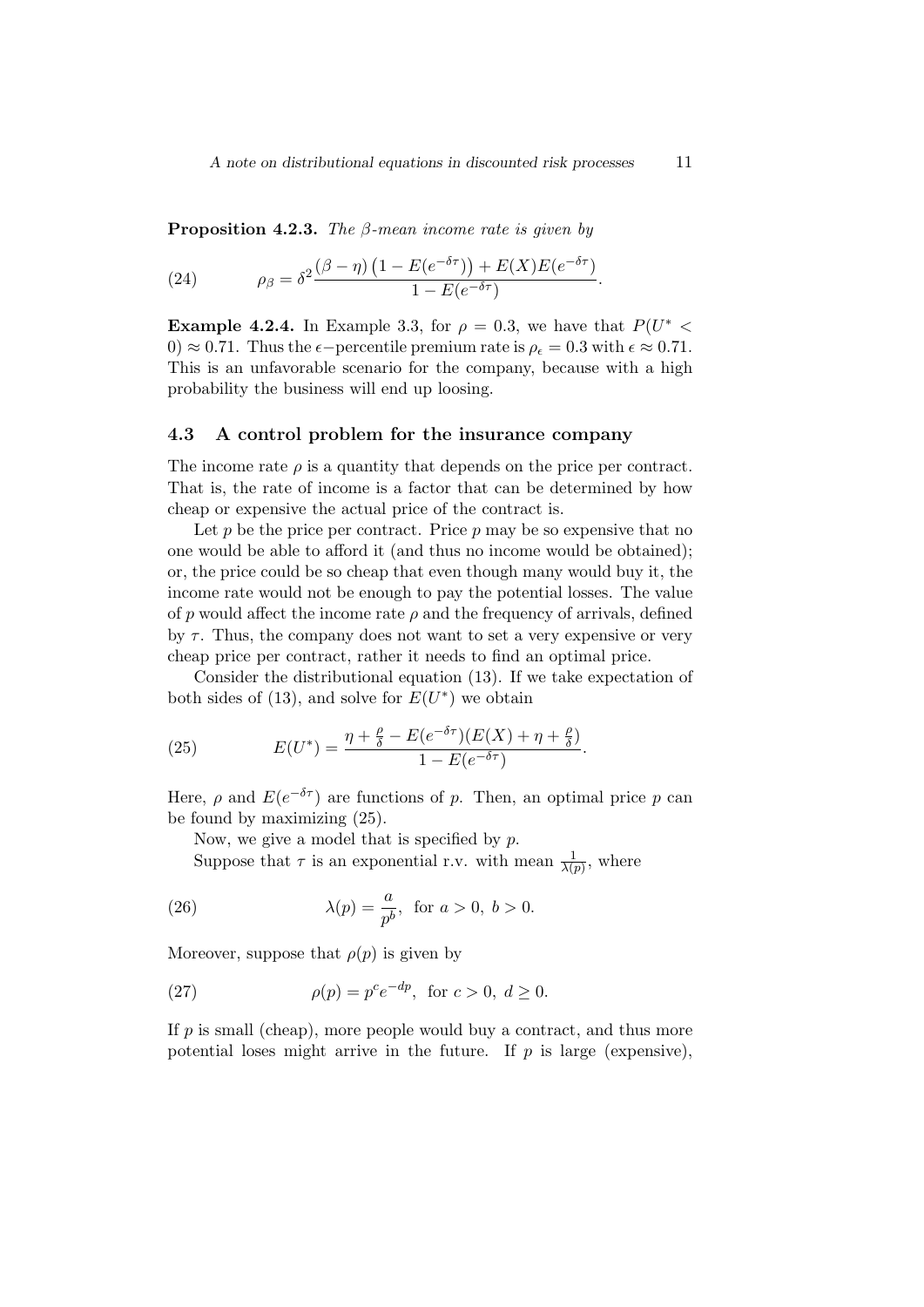**Proposition 4.2.3.** *The $\beta$-mean income rate is given by*

$$\rho_\beta = \delta^2 \frac{(\beta - \eta)\left(1 - E(e^{-\delta\tau})\right) + E(X)E(e^{-\delta\tau})}{1 - E(e^{-\delta\tau})}. \tag{24}$$

**Example 4.2.4.** In Example 3.3, for $\rho = 0.3$, we have that $P(U^* < 0) \approx 0.71$. Thus the $\epsilon-$percentile premium rate is $\rho_\epsilon = 0.3$ with $\epsilon \approx 0.71$. This is an unfavorable scenario for the company, because with a high probability the business will end up loosing.

### 4.3 A control problem for the insurance company

The income rate $\rho$ is a quantity that depends on the price per contract. That is, the rate of income is a factor that can be determined by how cheap or expensive the actual price of the contract is.

Let $p$ be the price per contract. Price $p$ may be so expensive that no one would be able to afford it (and thus no income would be obtained); or, the price could be so cheap that even though many would buy it, the income rate would not be enough to pay the potential losses. The value of $p$ would affect the income rate $\rho$ and the frequency of arrivals, defined by $\tau$. Thus, the company does not want to set a very expensive or very cheap price per contract, rather it needs to find an optimal price.

Consider the distributional equation (13). If we take expectation of both sides of (13), and solve for $E(U^*)$ we obtain

$$E(U^*) = \frac{\eta + \frac{\rho}{\delta} - E(e^{-\delta\tau})(E(X) + \eta + \frac{\rho}{\delta})}{1 - E(e^{-\delta\tau})}. \tag{25}$$

Here, $\rho$ and $E(e^{-\delta\tau})$ are functions of $p$. Then, an optimal price $p$ can be found by maximizing (25).

Now, we give a model that is specified by $p$.

Suppose that $\tau$ is an exponential r.v. with mean $\frac{1}{\lambda(p)}$, where

$$\lambda(p) = \frac{a}{p^b}, \text{ for } a > 0, \ b > 0. \tag{26}$$

Moreover, suppose that $\rho(p)$ is given by

$$\rho(p) = p^c e^{-dp}, \text{ for } c > 0, \ d \geq 0. \tag{27}$$

If $p$ is small (cheap), more people would buy a contract, and thus more potential loses might arrive in the future. If $p$ is large (expensive),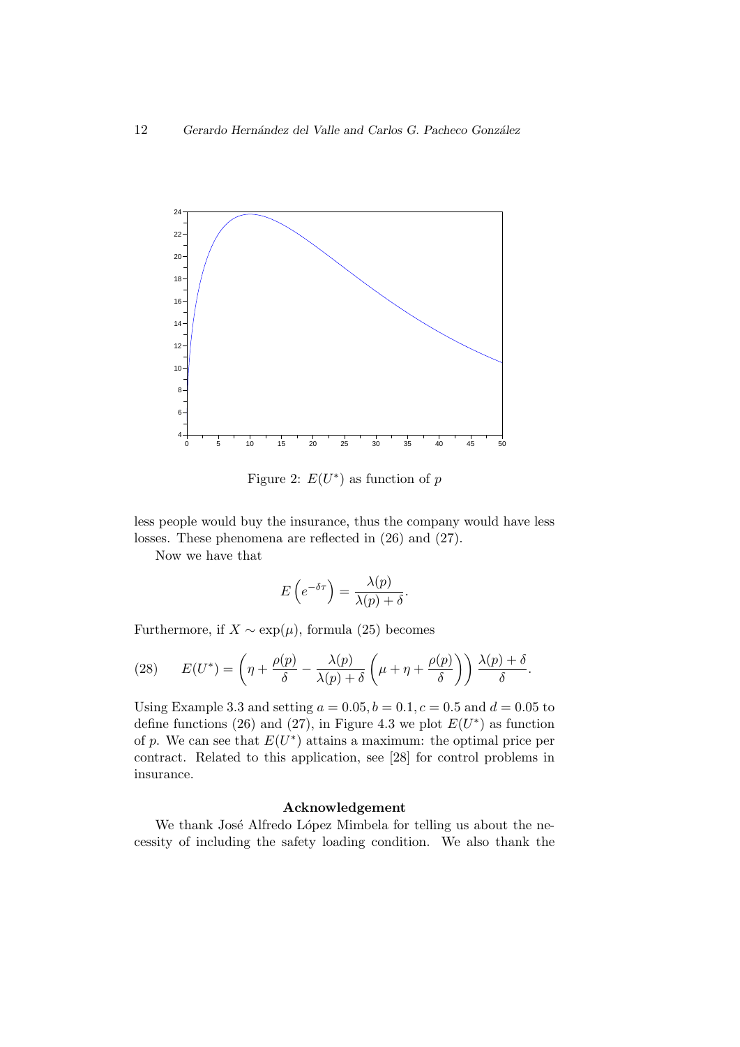Figure 2: $E(U^*)$ as function of $p$

less people would buy the insurance, thus the company would have less losses. These phenomena are reflected in (26) and (27).

Now we have that

$$E\left(e^{-\delta\tau}\right) = \frac{\lambda(p)}{\lambda(p)+\delta}.$$

Furthermore, if $X \sim \exp(\mu)$, formula (25) becomes

$$E(U^*) = \left(\eta + \frac{\rho(p)}{\delta} - \frac{\lambda(p)}{\lambda(p)+\delta}\left(\mu + \eta + \frac{\rho(p)}{\delta}\right)\right)\frac{\lambda(p)+\delta}{\delta}. \tag{28}$$

Using Example 3.3 and setting $a = 0.05, b = 0.1, c = 0.5$ and $d = 0.05$ to define functions (26) and (27), in Figure 4.3 we plot $E(U^*)$ as function of $p$. We can see that $E(U^*)$ attains a maximum: the optimal price per contract. Related to this application, see [28] for control problems in insurance.

### Acknowledgement

We thank José Alfredo López Mimbela for telling us about the necessity of including the safety loading condition. We also thank the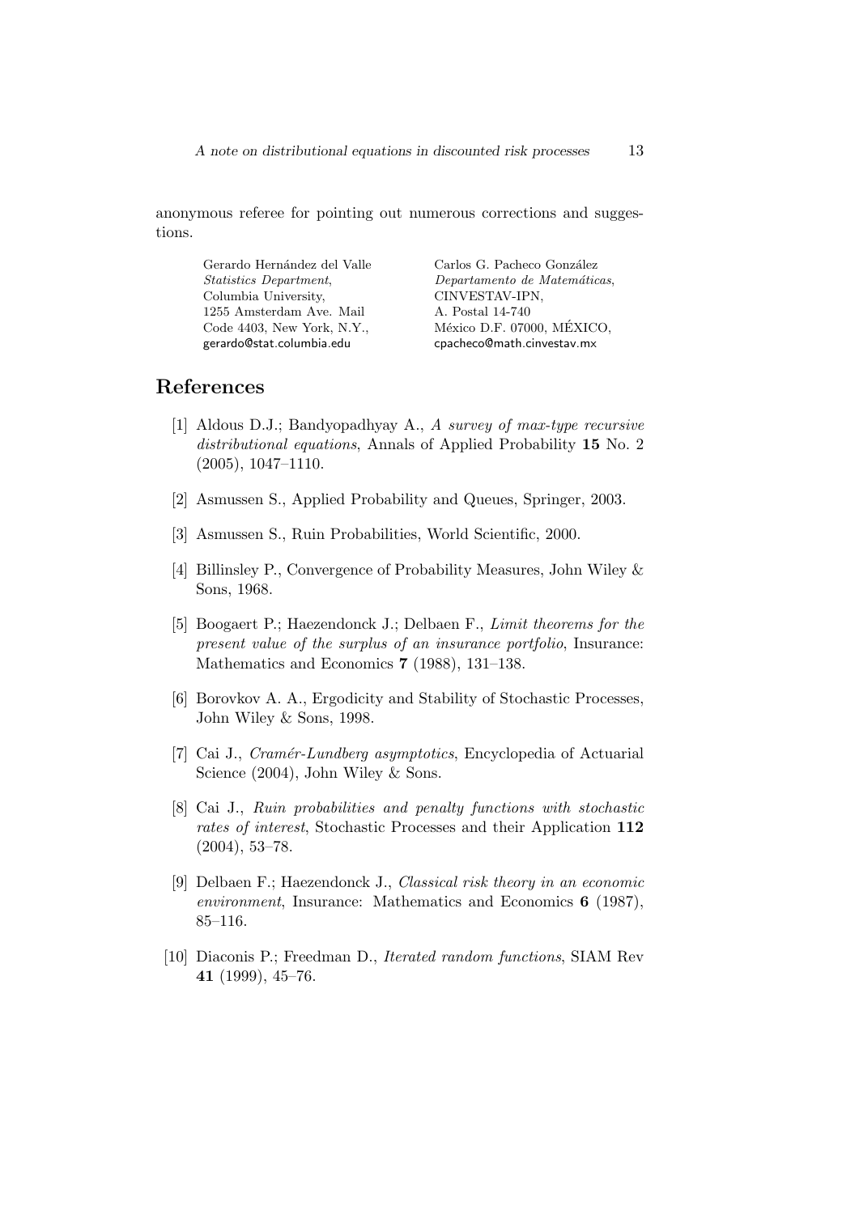anonymous referee for pointing out numerous corrections and suggestions.

Gerardo Hernández del Valle
*Statistics Department*,
Columbia University,
1255 Amsterdam Ave. Mail
Code 4403, New York, N.Y.,
gerardo@stat.columbia.edu

Carlos G. Pacheco González
*Departamento de Matemáticas*,
CINVESTAV-IPN,
A. Postal 14-740
México D.F. 07000, MÉXICO,
cpacheco@math.cinvestav.mx

# References

[1] Aldous D.J.; Bandyopadhyay A., *A survey of max-type recursive distributional equations*, Annals of Applied Probability **15** No. 2 (2005), 1047–1110.

[2] Asmussen S., Applied Probability and Queues, Springer, 2003.

[3] Asmussen S., Ruin Probabilities, World Scientific, 2000.

[4] Billinsley P., Convergence of Probability Measures, John Wiley & Sons, 1968.

[5] Boogaert P.; Haezendonck J.; Delbaen F., *Limit theorems for the present value of the surplus of an insurance portfolio*, Insurance: Mathematics and Economics **7** (1988), 131–138.

[6] Borovkov A. A., Ergodicity and Stability of Stochastic Processes, John Wiley & Sons, 1998.

[7] Cai J., *Cramér-Lundberg asymptotics*, Encyclopedia of Actuarial Science (2004), John Wiley & Sons.

[8] Cai J., *Ruin probabilities and penalty functions with stochastic rates of interest*, Stochastic Processes and their Application **112** (2004), 53–78.

[9] Delbaen F.; Haezendonck J., *Classical risk theory in an economic environment*, Insurance: Mathematics and Economics **6** (1987), 85–116.

[10] Diaconis P.; Freedman D., *Iterated random functions*, SIAM Rev **41** (1999), 45–76.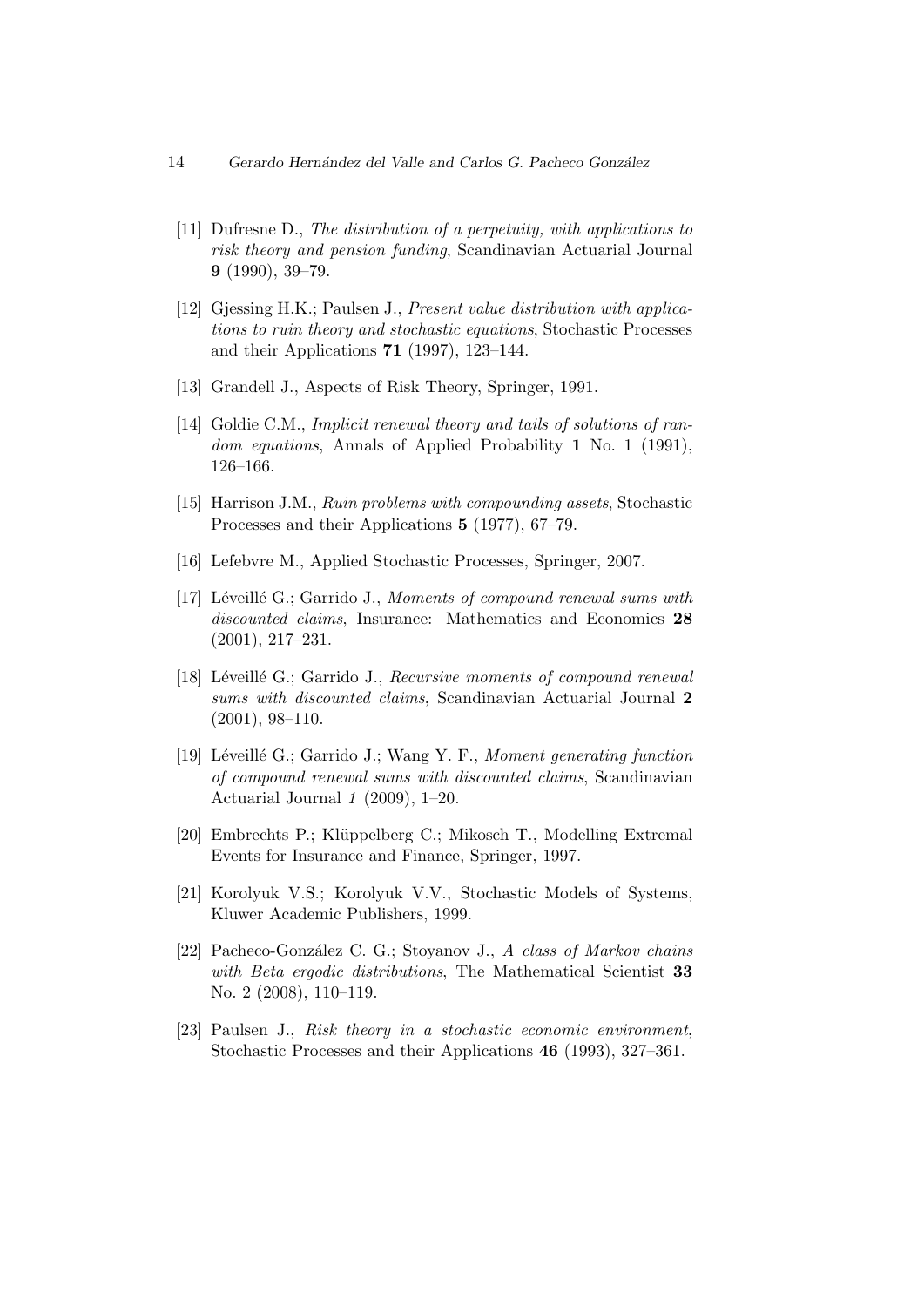[11] Dufresne D., *The distribution of a perpetuity, with applications to risk theory and pension funding*, Scandinavian Actuarial Journal **9** (1990), 39–79.

[12] Gjessing H.K.; Paulsen J., *Present value distribution with applications to ruin theory and stochastic equations*, Stochastic Processes and their Applications **71** (1997), 123–144.

[13] Grandell J., Aspects of Risk Theory, Springer, 1991.

[14] Goldie C.M., *Implicit renewal theory and tails of solutions of random equations*, Annals of Applied Probability **1** No. 1 (1991), 126–166.

[15] Harrison J.M., *Ruin problems with compounding assets*, Stochastic Processes and their Applications **5** (1977), 67–79.

[16] Lefebvre M., Applied Stochastic Processes, Springer, 2007.

[17] Léveillé G.; Garrido J., *Moments of compound renewal sums with discounted claims*, Insurance: Mathematics and Economics **28** (2001), 217–231.

[18] Léveillé G.; Garrido J., *Recursive moments of compound renewal sums with discounted claims*, Scandinavian Actuarial Journal **2** (2001), 98–110.

[19] Léveillé G.; Garrido J.; Wang Y. F., *Moment generating function of compound renewal sums with discounted claims*, Scandinavian Actuarial Journal *1* (2009), 1–20.

[20] Embrechts P.; Klüppelberg C.; Mikosch T., Modelling Extremal Events for Insurance and Finance, Springer, 1997.

[21] Korolyuk V.S.; Korolyuk V.V., Stochastic Models of Systems, Kluwer Academic Publishers, 1999.

[22] Pacheco-González C. G.; Stoyanov J., *A class of Markov chains with Beta ergodic distributions*, The Mathematical Scientist **33** No. 2 (2008), 110–119.

[23] Paulsen J., *Risk theory in a stochastic economic environment*, Stochastic Processes and their Applications **46** (1993), 327–361.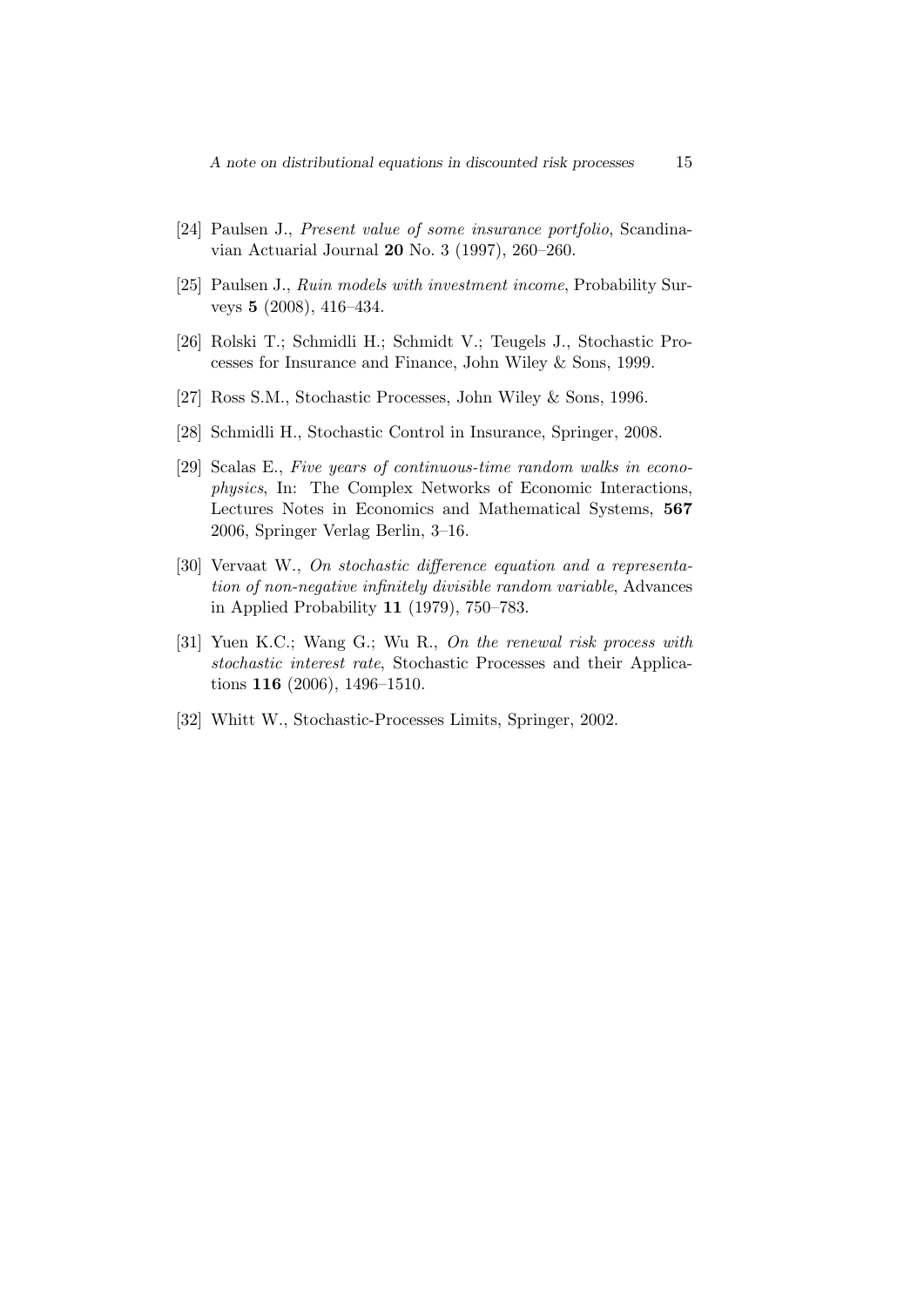[24] Paulsen J., *Present value of some insurance portfolio*, Scandinavian Actuarial Journal **20** No. 3 (1997), 260–260.

[25] Paulsen J., *Ruin models with investment income*, Probability Surveys **5** (2008), 416–434.

[26] Rolski T.; Schmidli H.; Schmidt V.; Teugels J., Stochastic Processes for Insurance and Finance, John Wiley & Sons, 1999.

[27] Ross S.M., Stochastic Processes, John Wiley & Sons, 1996.

[28] Schmidli H., Stochastic Control in Insurance, Springer, 2008.

[29] Scalas E., *Five years of continuous-time random walks in econophysics*, In: The Complex Networks of Economic Interactions, Lectures Notes in Economics and Mathematical Systems, **567** 2006, Springer Verlag Berlin, 3–16.

[30] Vervaat W., *On stochastic difference equation and a representation of non-negative infinitely divisible random variable*, Advances in Applied Probability **11** (1979), 750–783.

[31] Yuen K.C.; Wang G.; Wu R., *On the renewal risk process with stochastic interest rate*, Stochastic Processes and their Applications **116** (2006), 1496–1510.

[32] Whitt W., Stochastic-Processes Limits, Springer, 2002.